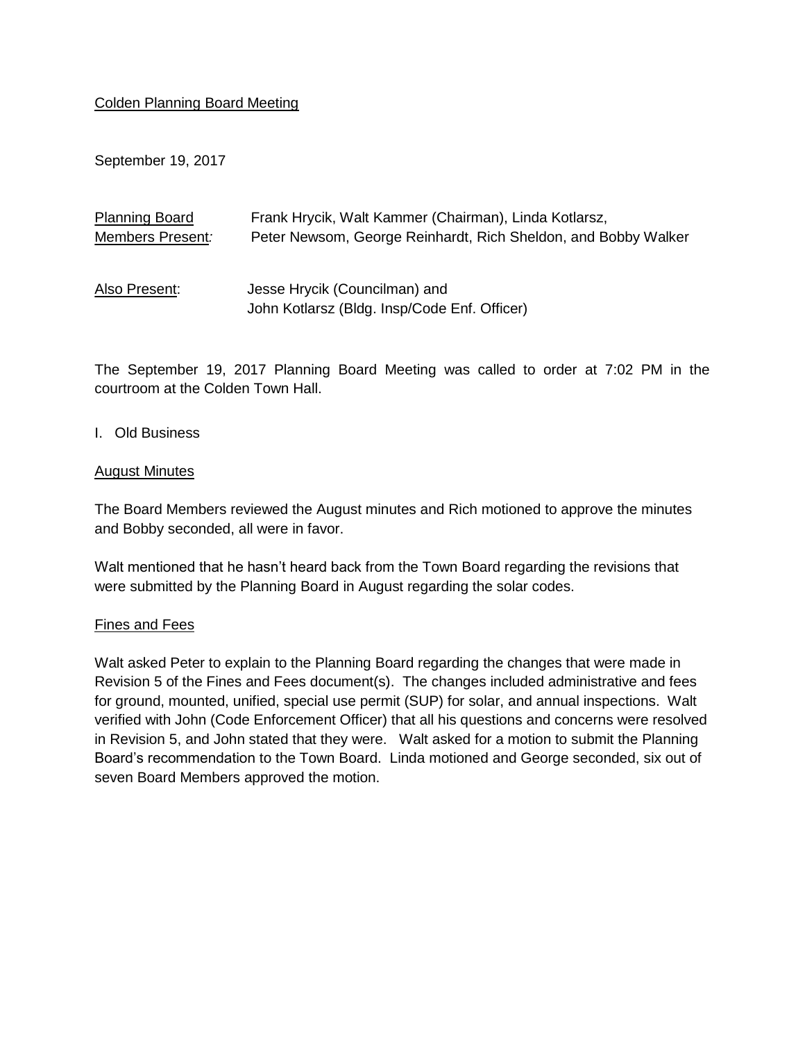Colden Planning Board Meeting

September 19, 2017

Planning Board Members Present: Frank Hrycik, Walt Kammer (Chairman), Linda Kotlarsz, Peter Newsom, George Reinhardt, Rich Sheldon, and Bobby Walker

Also Present: Jesse Hrycik (Councilman) and John Kotlarsz (Bldg. Insp/Code Enf. Officer)

The September 19, 2017 Planning Board Meeting was called to order at 7:02 PM in the courtroom at the Colden Town Hall.

I. Old Business

August Minutes

The Board Members reviewed the August minutes and Rich motioned to approve the minutes and Bobby seconded, all were in favor.

Walt mentioned that he hasn't heard back from the Town Board regarding the revisions that were submitted by the Planning Board in August regarding the solar codes.

Fines and Fees

Walt asked Peter to explain to the Planning Board regarding the changes that were made in Revision 5 of the Fines and Fees document(s). The changes included administrative and fees for ground, mounted, unified, special use permit (SUP) for solar, and annual inspections. Walt verified with John (Code Enforcement Officer) that all his questions and concerns were resolved in Revision 5, and John stated that they were. Walt asked for a motion to submit the Planning Board's recommendation to the Town Board. Linda motioned and George seconded, six out of seven Board Members approved the motion.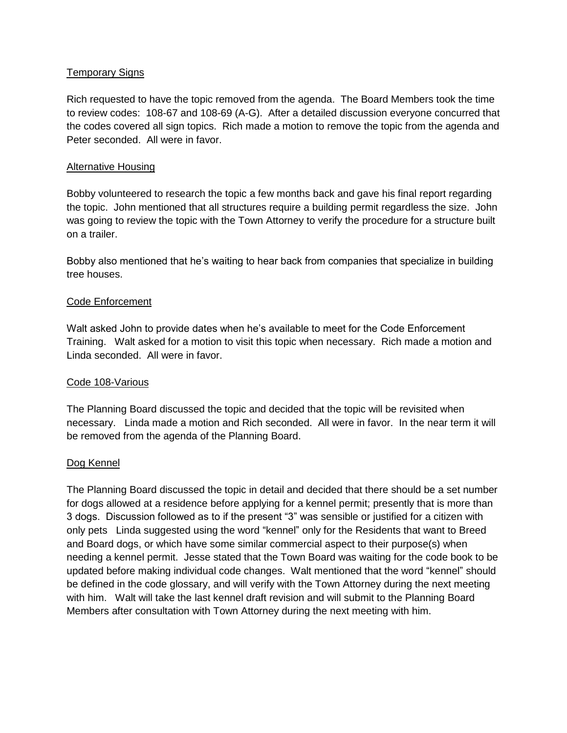## Temporary Signs

Rich requested to have the topic removed from the agenda. The Board Members took the time to review codes: 108-67 and 108-69 (A-G). After a detailed discussion everyone concurred that the codes covered all sign topics. Rich made a motion to remove the topic from the agenda and Peter seconded. All were in favor.

## Alternative Housing

Bobby volunteered to research the topic a few months back and gave his final report regarding the topic. John mentioned that all structures require a building permit regardless the size. John was going to review the topic with the Town Attorney to verify the procedure for a structure built on a trailer.

Bobby also mentioned that he's waiting to hear back from companies that specialize in building tree houses.

## Code Enforcement

Walt asked John to provide dates when he's available to meet for the Code Enforcement Training. Walt asked for a motion to visit this topic when necessary. Rich made a motion and Linda seconded. All were in favor.

## Code 108-Various

The Planning Board discussed the topic and decided that the topic will be revisited when necessary. Linda made a motion and Rich seconded. All were in favor. In the near term it will be removed from the agenda of the Planning Board.

## Dog Kennel

The Planning Board discussed the topic in detail and decided that there should be a set number for dogs allowed at a residence before applying for a kennel permit; presently that is more than 3 dogs. Discussion followed as to if the present "3" was sensible or justified for a citizen with only pets Linda suggested using the word "kennel" only for the Residents that want to Breed and Board dogs, or which have some similar commercial aspect to their purpose(s) when needing a kennel permit. Jesse stated that the Town Board was waiting for the code book to be updated before making individual code changes. Walt mentioned that the word "kennel" should be defined in the code glossary, and will verify with the Town Attorney during the next meeting with him. Walt will take the last kennel draft revision and will submit to the Planning Board Members after consultation with Town Attorney during the next meeting with him.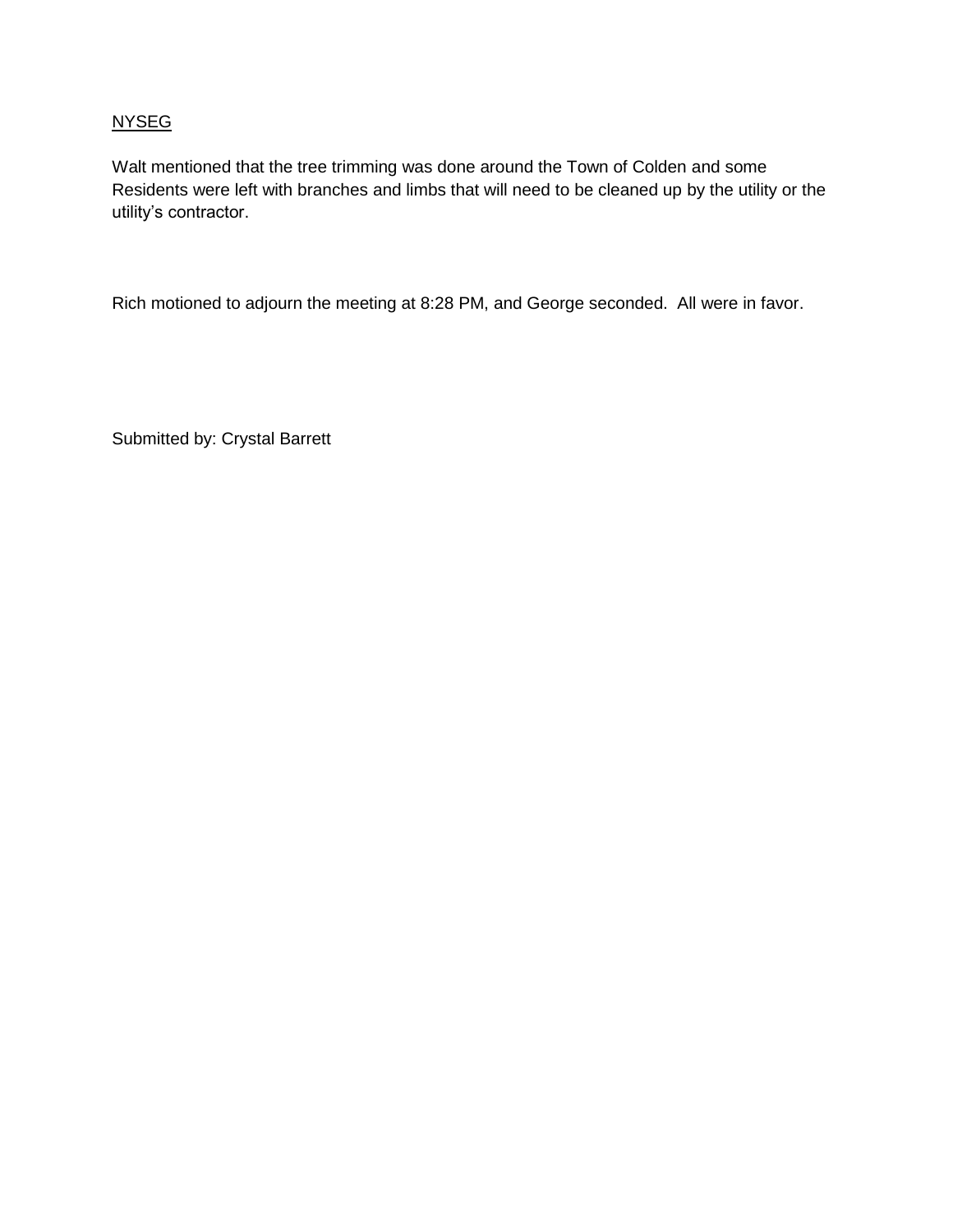NYSEG

Walt mentioned that the tree trimming was done around the Town of Colden and some Residents were left with branches and limbs that will need to be cleaned up by the utility or the utility's contractor.

Rich motioned to adjourn the meeting at 8:28 PM, and George seconded.  All were in favor.

Submitted by: Crystal Barrett